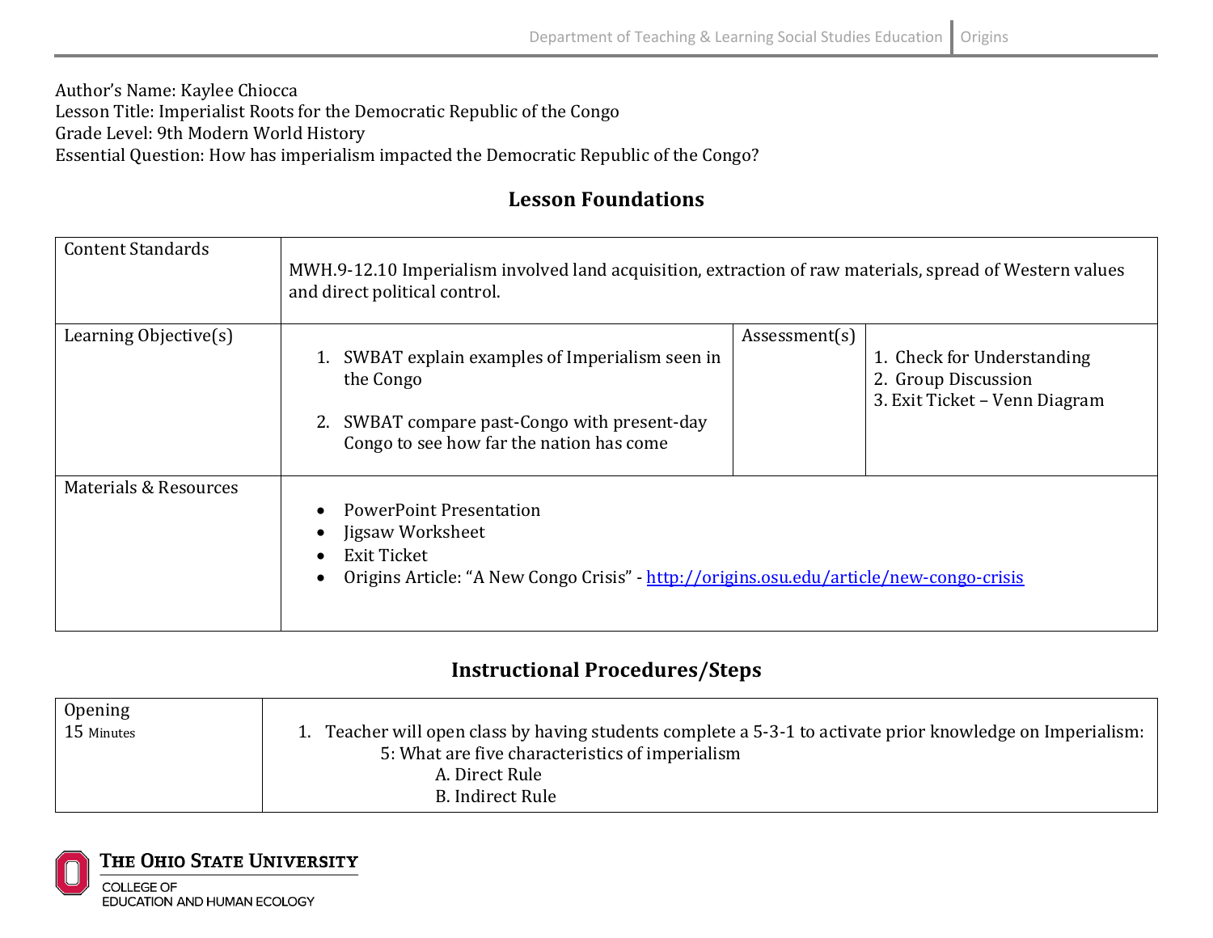Author's Name: Kaylee Chiocca
Lesson Title: Imperialist Roots for the Democratic Republic of the Congo
Grade Level: 9th Modern World History
Essential Question: How has imperialism impacted the Democratic Republic of the Congo?

## Lesson Foundations

| Content Standards | MWH.9-12.10 Imperialism involved land acquisition, extraction of raw materials, spread of Western values and direct political control. | | |
|---|---|---|---|
| Learning Objective(s) | 1. SWBAT explain examples of Imperialism seen in the Congo<br>2. SWBAT compare past-Congo with present-day Congo to see how far the nation has come | Assessment(s) | 1. Check for Understanding<br>2. Group Discussion<br>3. Exit Ticket – Venn Diagram |
| Materials & Resources | • PowerPoint Presentation<br>• Jigsaw Worksheet<br>• Exit Ticket<br>• Origins Article: "A New Congo Crisis" - http://origins.osu.edu/article/new-congo-crisis | | |

## Instructional Procedures/Steps

| Opening<br>15 Minutes | 1. Teacher will open class by having students complete a 5-3-1 to activate prior knowledge on Imperialism:<br>5: What are five characteristics of imperialism<br>A. Direct Rule<br>B. Indirect Rule |
|---|---|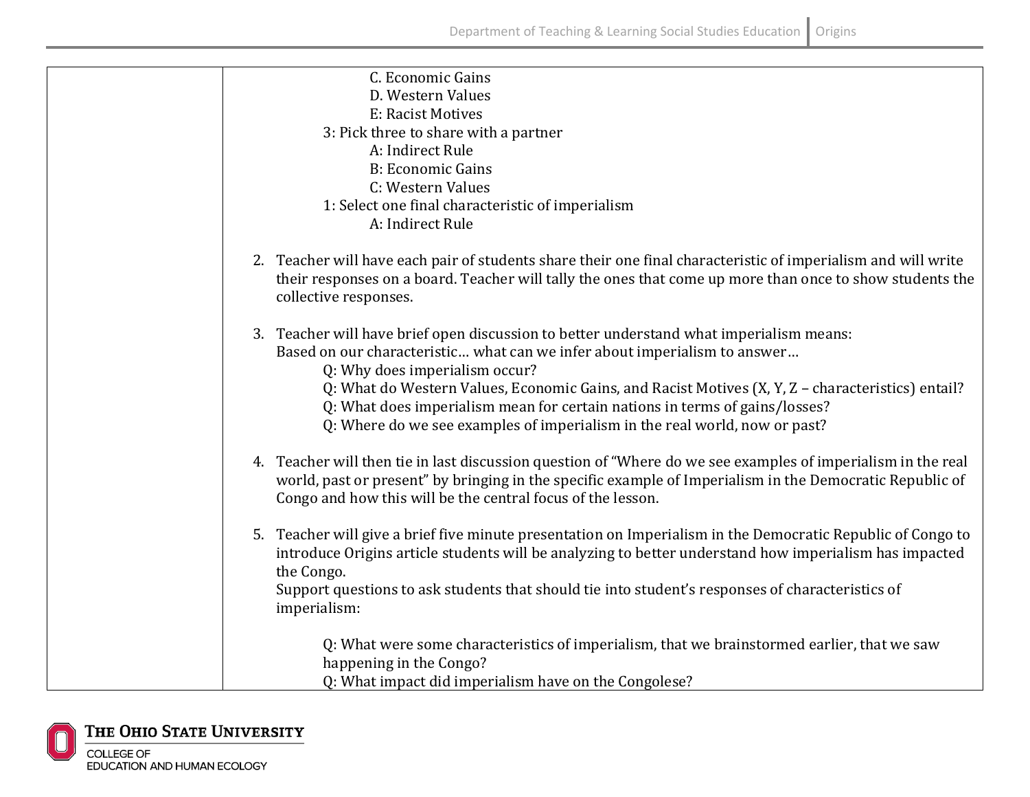| | C. Economic Gains<br>D. Western Values<br>E: Racist Motives<br>3: Pick three to share with a partner<br>A: Indirect Rule<br>B: Economic Gains<br>C: Western Values<br>1: Select one final characteristic of imperialism<br>A: Indirect Rule<br><br>2. Teacher will have each pair of students share their one final characteristic of imperialism and will write their responses on a board. Teacher will tally the ones that come up more than once to show students the collective responses.<br><br>3. Teacher will have brief open discussion to better understand what imperialism means:<br>Based on our characteristic… what can we infer about imperialism to answer…<br>Q: Why does imperialism occur?<br>Q: What do Western Values, Economic Gains, and Racist Motives (X, Y, Z – characteristics) entail?<br>Q: What does imperialism mean for certain nations in terms of gains/losses?<br>Q: Where do we see examples of imperialism in the real world, now or past?<br><br>4. Teacher will then tie in last discussion question of "Where do we see examples of imperialism in the real world, past or present" by bringing in the specific example of Imperialism in the Democratic Republic of Congo and how this will be the central focus of the lesson.<br><br>5. Teacher will give a brief five minute presentation on Imperialism in the Democratic Republic of Congo to introduce Origins article students will be analyzing to better understand how imperialism has impacted the Congo.<br>Support questions to ask students that should tie into student's responses of characteristics of imperialism:<br><br>Q: What were some characteristics of imperialism, that we brainstormed earlier, that we saw happening in the Congo?<br>Q: What impact did imperialism have on the Congolese? |
|---|---|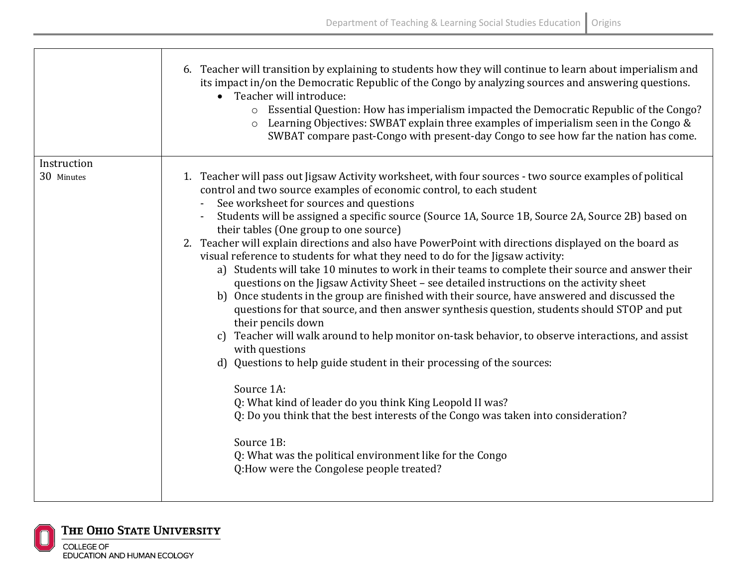| | |
|---|---|
| | 6. Teacher will transition by explaining to students how they will continue to learn about imperialism and its impact in/on the Democratic Republic of the Congo by analyzing sources and answering questions.<br>• Teacher will introduce:<br>o Essential Question: How has imperialism impacted the Democratic Republic of the Congo?<br>o Learning Objectives: SWBAT explain three examples of imperialism seen in the Congo & SWBAT compare past-Congo with present-day Congo to see how far the nation has come. |
| Instruction<br>30 Minutes | 1. Teacher will pass out Jigsaw Activity worksheet, with four sources - two source examples of political control and two source examples of economic control, to each student<br>- See worksheet for sources and questions<br>- Students will be assigned a specific source (Source 1A, Source 1B, Source 2A, Source 2B) based on their tables (One group to one source)<br>2. Teacher will explain directions and also have PowerPoint with directions displayed on the board as visual reference to students for what they need to do for the Jigsaw activity:<br>a) Students will take 10 minutes to work in their teams to complete their source and answer their questions on the Jigsaw Activity Sheet – see detailed instructions on the activity sheet<br>b) Once students in the group are finished with their source, have answered and discussed the questions for that source, and then answer synthesis question, students should STOP and put their pencils down<br>c) Teacher will walk around to help monitor on-task behavior, to observe interactions, and assist with questions<br>d) Questions to help guide student in their processing of the sources:<br><br>Source 1A:<br>Q: What kind of leader do you think King Leopold II was?<br>Q: Do you think that the best interests of the Congo was taken into consideration?<br><br>Source 1B:<br>Q: What was the political environment like for the Congo<br>Q:How were the Congolese people treated? |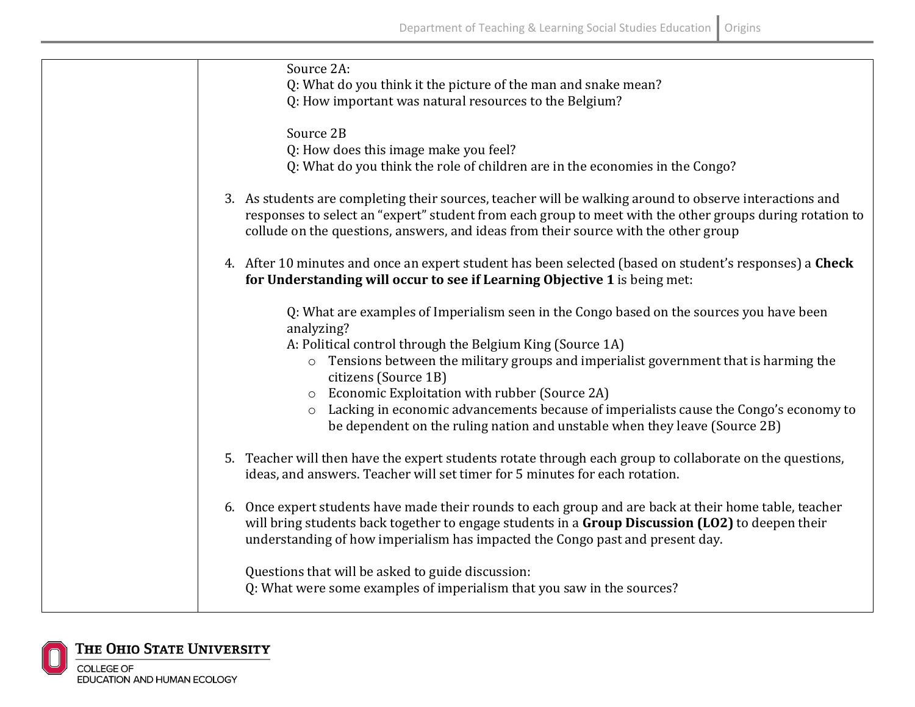| | Source 2A:<br>Q: What do you think it the picture of the man and snake mean?<br>Q: How important was natural resources to the Belgium?<br><br>Source 2B<br>Q: How does this image make you feel?<br>Q: What do you think the role of children are in the economies in the Congo?<br><br>3. As students are completing their sources, teacher will be walking around to observe interactions and responses to select an "expert" student from each group to meet with the other groups during rotation to collude on the questions, answers, and ideas from their source with the other group<br><br>4. After 10 minutes and once an expert student has been selected (based on student's responses) a **Check for Understanding will occur to see if Learning Objective 1** is being met:<br><br>Q: What are examples of Imperialism seen in the Congo based on the sources you have been analyzing?<br>A: Political control through the Belgium King (Source 1A)<br>○ Tensions between the military groups and imperialist government that is harming the citizens (Source 1B)<br>○ Economic Exploitation with rubber (Source 2A)<br>○ Lacking in economic advancements because of imperialists cause the Congo's economy to be dependent on the ruling nation and unstable when they leave (Source 2B)<br><br>5. Teacher will then have the expert students rotate through each group to collaborate on the questions, ideas, and answers. Teacher will set timer for 5 minutes for each rotation.<br><br>6. Once expert students have made their rounds to each group and are back at their home table, teacher will bring students back together to engage students in a **Group Discussion (LO2)** to deepen their understanding of how imperialism has impacted the Congo past and present day.<br><br>Questions that will be asked to guide discussion:<br>Q: What were some examples of imperialism that you saw in the sources? |
|---|---|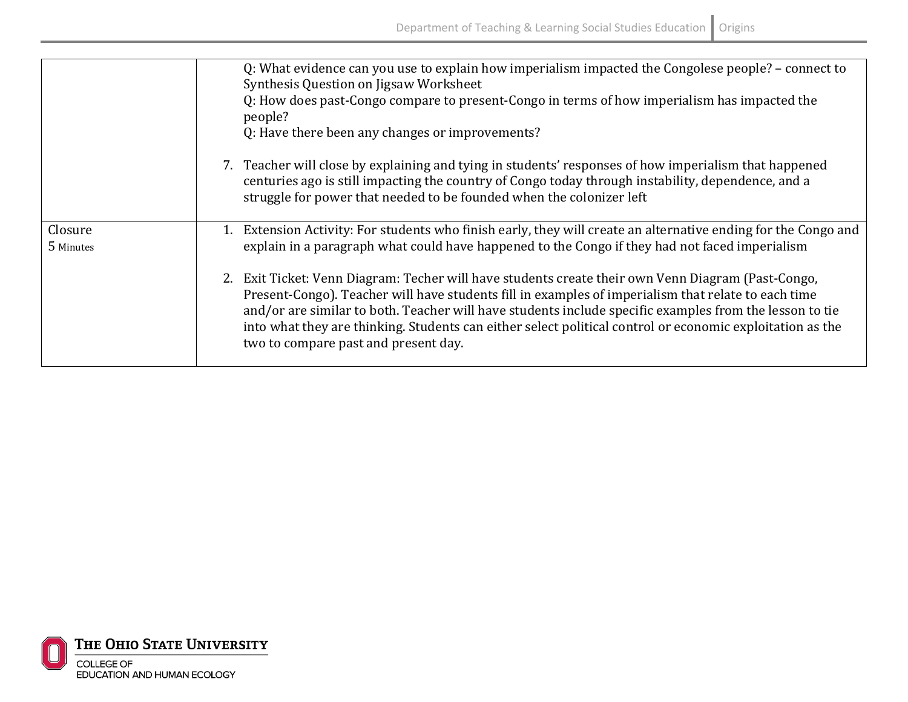| | |
|---|---|
| | Q: What evidence can you use to explain how imperialism impacted the Congolese people? – connect to Synthesis Question on Jigsaw Worksheet<br>Q: How does past-Congo compare to present-Congo in terms of how imperialism has impacted the people?<br>Q: Have there been any changes or improvements?<br><br>7. Teacher will close by explaining and tying in students' responses of how imperialism that happened centuries ago is still impacting the country of Congo today through instability, dependence, and a struggle for power that needed to be founded when the colonizer left |
| Closure<br>5 Minutes | 1. Extension Activity: For students who finish early, they will create an alternative ending for the Congo and explain in a paragraph what could have happened to the Congo if they had not faced imperialism<br><br>2. Exit Ticket: Venn Diagram: Techer will have students create their own Venn Diagram (Past-Congo, Present-Congo). Teacher will have students fill in examples of imperialism that relate to each time and/or are similar to both. Teacher will have students include specific examples from the lesson to tie into what they are thinking. Students can either select political control or economic exploitation as the two to compare past and present day. |